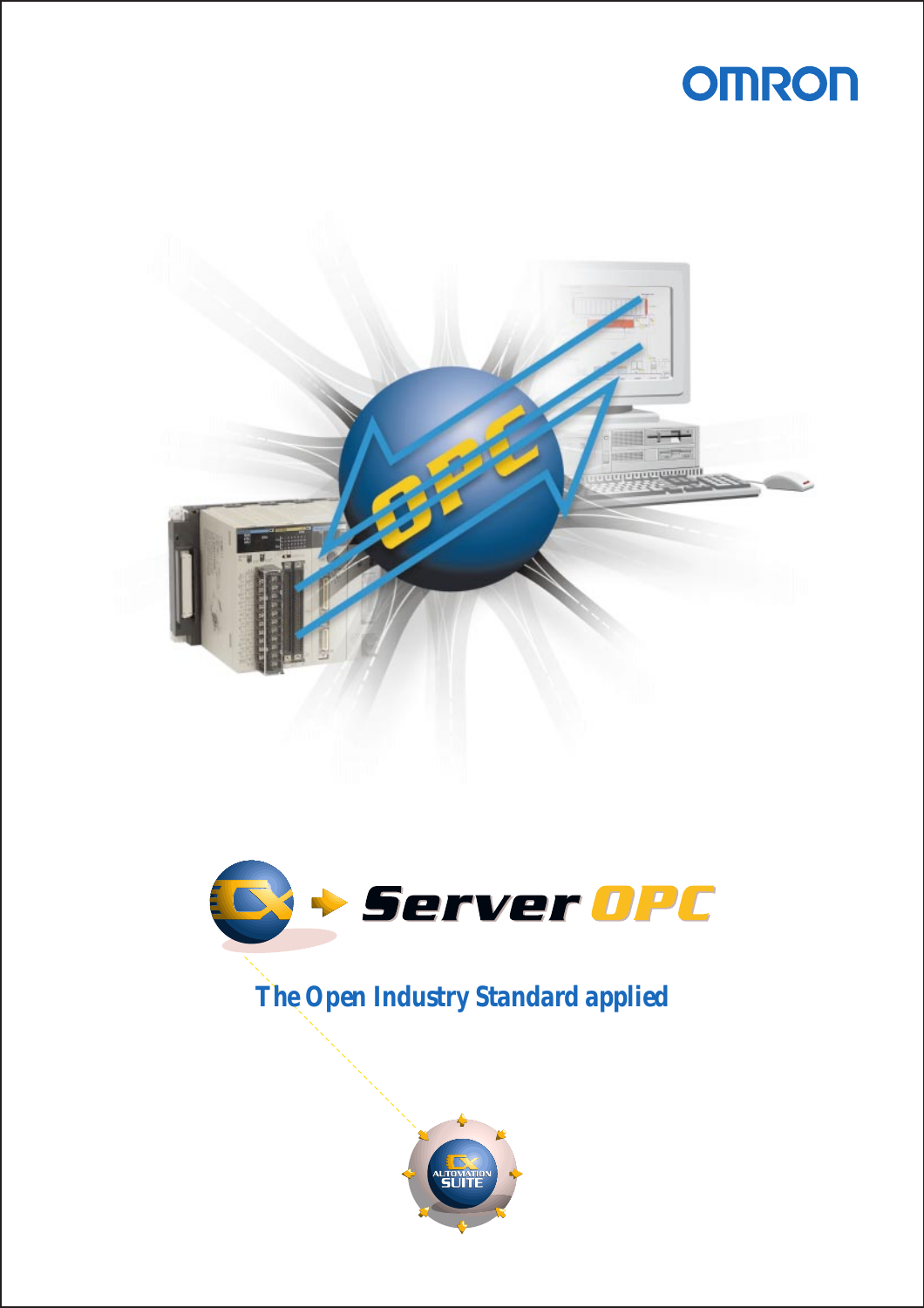OMRON

# CX-Server OPC

## The Open Industry Standard applied

CX AUTOMATION SUITE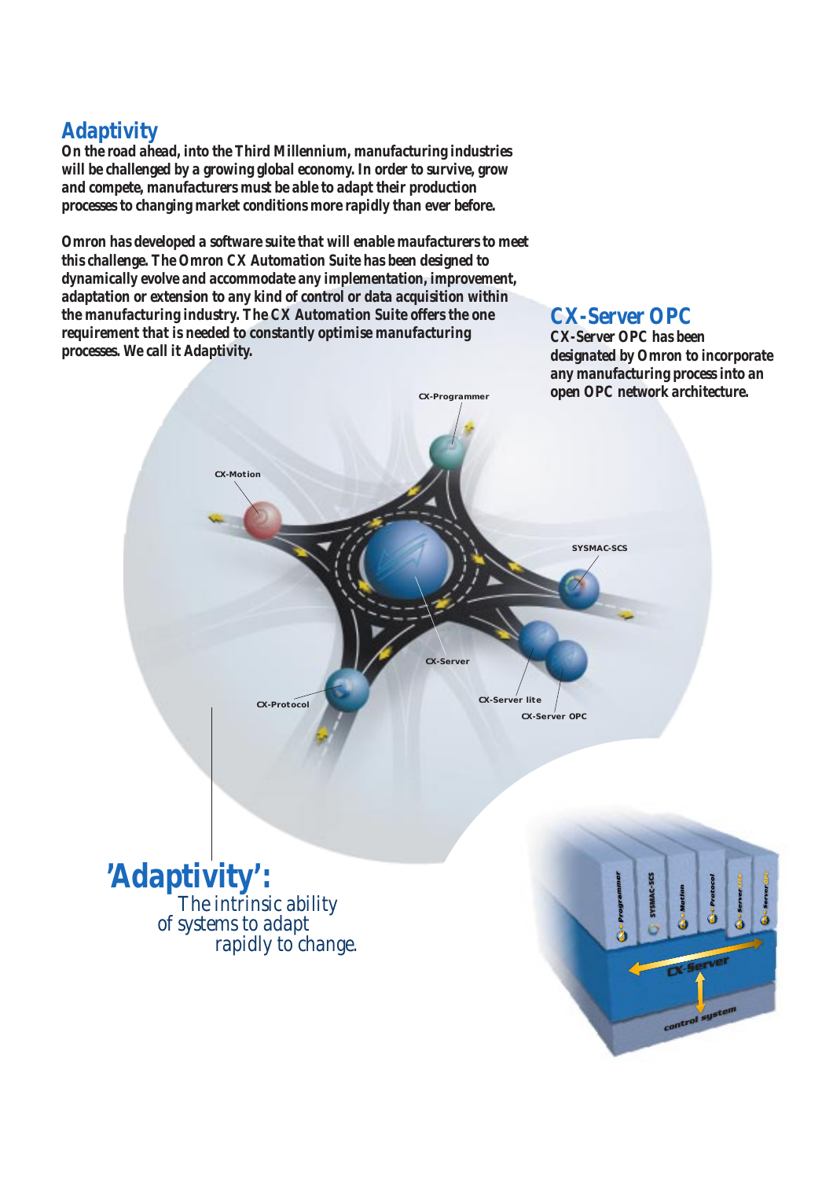## Adaptivity

**On the road ahead, into the Third Millennium, manufacturing industries will be challenged by a growing global economy. In order to survive, grow and compete, manufacturers must be able to adapt their production processes to changing market conditions more rapidly than ever before.**

**Omron has developed a software suite that will enable maufacturers to meet this challenge. The Omron CX Automation Suite has been designed to dynamically evolve and accommodate any implementation, improvement, adaptation or extension to any kind of control or data acquisition within the manufacturing industry. The CX Automation Suite offers the one requirement that is needed to constantly optimise manufacturing processes. We call it Adaptivity.**

## CX-Server OPC

**CX-Server OPC has been designated by Omron to incorporate any manufacturing process into an open OPC network architecture.**

CX-Programmer

CX-Motion

SYSMAC-SCS

CX-Server

CX-Protocol

CX-Server lite

CX-Server OPC

## 'Adaptivity':

The intrinsic ability of systems to adapt rapidly to change.

CX-Programmer | SYSMAC-SCS | CX-Motion | CX-Protocol | CX-Server lite | CX-Server OPC

CX-Server

control system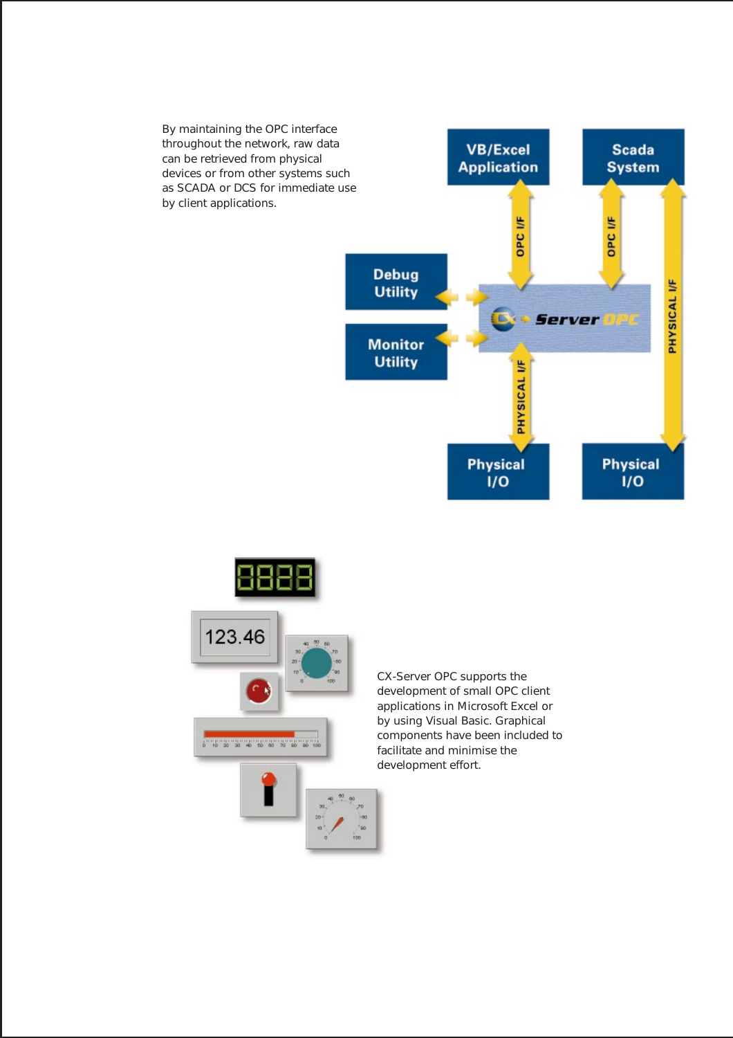By maintaining the OPC interface throughout the network, raw data can be retrieved from physical devices or from other systems such as SCADA or DCS for immediate use by client applications.

CX-Server OPC supports the development of small OPC client applications in Microsoft Excel or by using Visual Basic. Graphical components have been included to facilitate and minimise the development effort.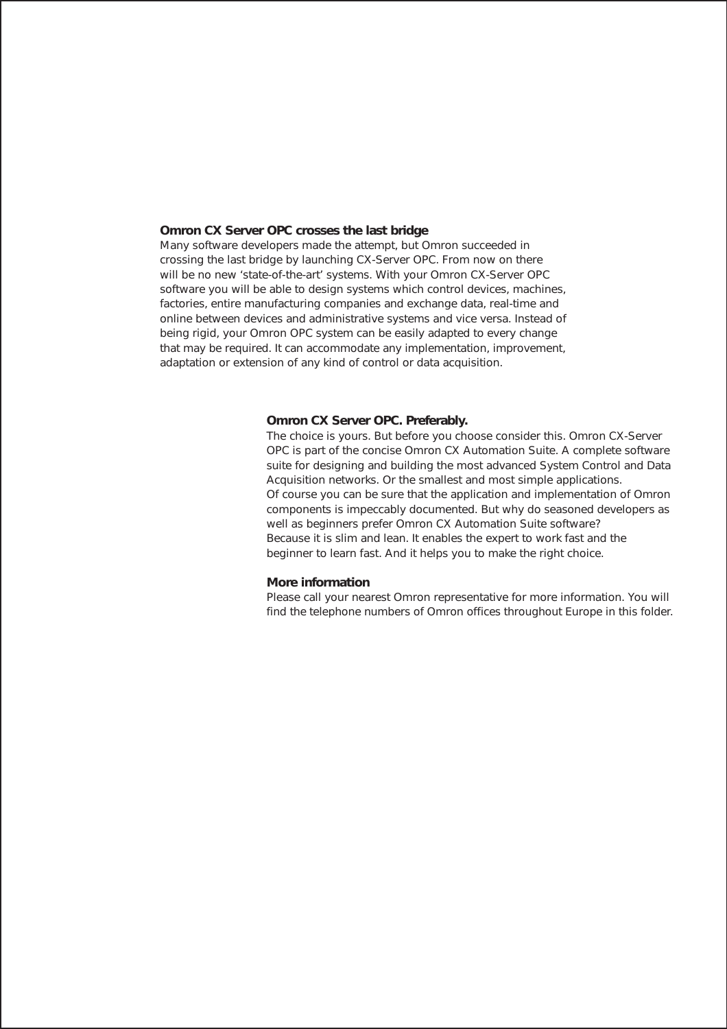## Omron CX Server OPC crosses the last bridge

Many software developers made the attempt, but Omron succeeded in crossing the last bridge by launching CX-Server OPC. From now on there will be no new ‘state-of-the-art’ systems. With your Omron CX-Server OPC software you will be able to design systems which control devices, machines, factories, entire manufacturing companies and exchange data, real-time and online between devices and administrative systems and vice versa. Instead of being rigid, your Omron OPC system can be easily adapted to every change that may be required. It can accommodate any implementation, improvement, adaptation or extension of any kind of control or data acquisition.

## Omron CX Server OPC. Preferably.

The choice is yours. But before you choose consider this. Omron CX-Server OPC is part of the concise Omron CX Automation Suite. A complete software suite for designing and building the most advanced System Control and Data Acquisition networks. Or the smallest and most simple applications.
Of course you can be sure that the application and implementation of Omron components is impeccably documented. But why do seasoned developers as well as beginners prefer Omron CX Automation Suite software?
Because it is slim and lean. It enables the expert to work fast and the beginner to learn fast. And it helps you to make the right choice.

## More information

Please call your nearest Omron representative for more information. You will find the telephone numbers of Omron offices throughout Europe in this folder.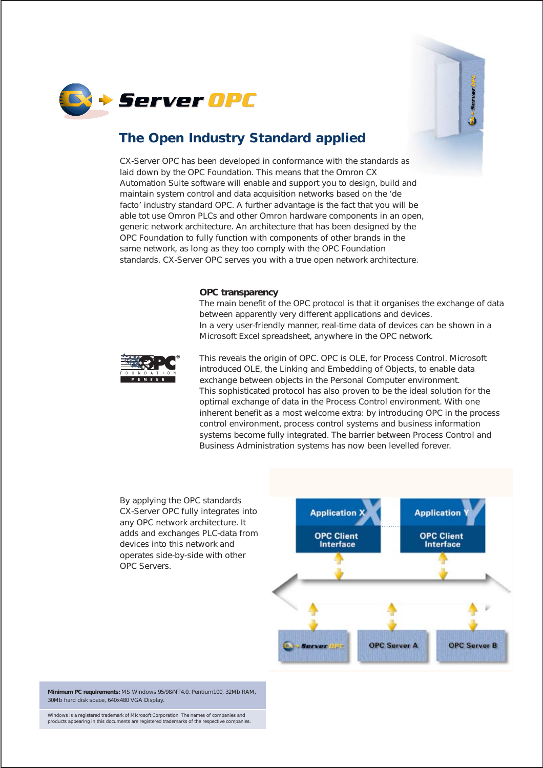# CX-Server OPC

## The Open Industry Standard applied

CX-Server OPC has been developed in conformance with the standards as laid down by the OPC Foundation. This means that the Omron CX Automation Suite software will enable and support you to design, build and maintain system control and data acquisition networks based on the 'de facto' industry standard OPC. A further advantage is the fact that you will be able tot use Omron PLCs and other Omron hardware components in an open, generic network architecture. An architecture that has been designed by the OPC Foundation to fully function with components of other brands in the same network, as long as they too comply with the OPC Foundation standards. CX-Server OPC serves you with a true open network architecture.

### OPC transparency

The main benefit of the OPC protocol is that it organises the exchange of data between apparently very different applications and devices.
In a very user-friendly manner, real-time data of devices can be shown in a Microsoft Excel spreadsheet, anywhere in the OPC network.

This reveals the origin of OPC. OPC is OLE, for Process Control. Microsoft introduced OLE, the Linking and Embedding of Objects, to enable data exchange between objects in the Personal Computer environment.
This sophisticated protocol has also proven to be the ideal solution for the optimal exchange of data in the Process Control environment. With one inherent benefit as a most welcome extra: by introducing OPC in the process control environment, process control systems and business information systems become fully integrated. The barrier between Process Control and Business Administration systems has now been levelled forever.

By applying the OPC standards CX-Server OPC fully integrates into any OPC network architecture. It adds and exchanges PLC-data from devices into this network and operates side-by-side with other OPC Servers.

Application X — OPC Client Interface
Application Y — OPC Client Interface
CX-Server OPC — OPC Server A — OPC Server B

**Minimum PC requirements:** MS Windows 95/98/NT4.0, Pentium100, 32Mb RAM, 30Mb hard disk space, 640x480 VGA Display.

Windows is a registered trademark of Microsoft Corporation. The names of companies and products appearing in this documents are registered trademarks of the respective companies.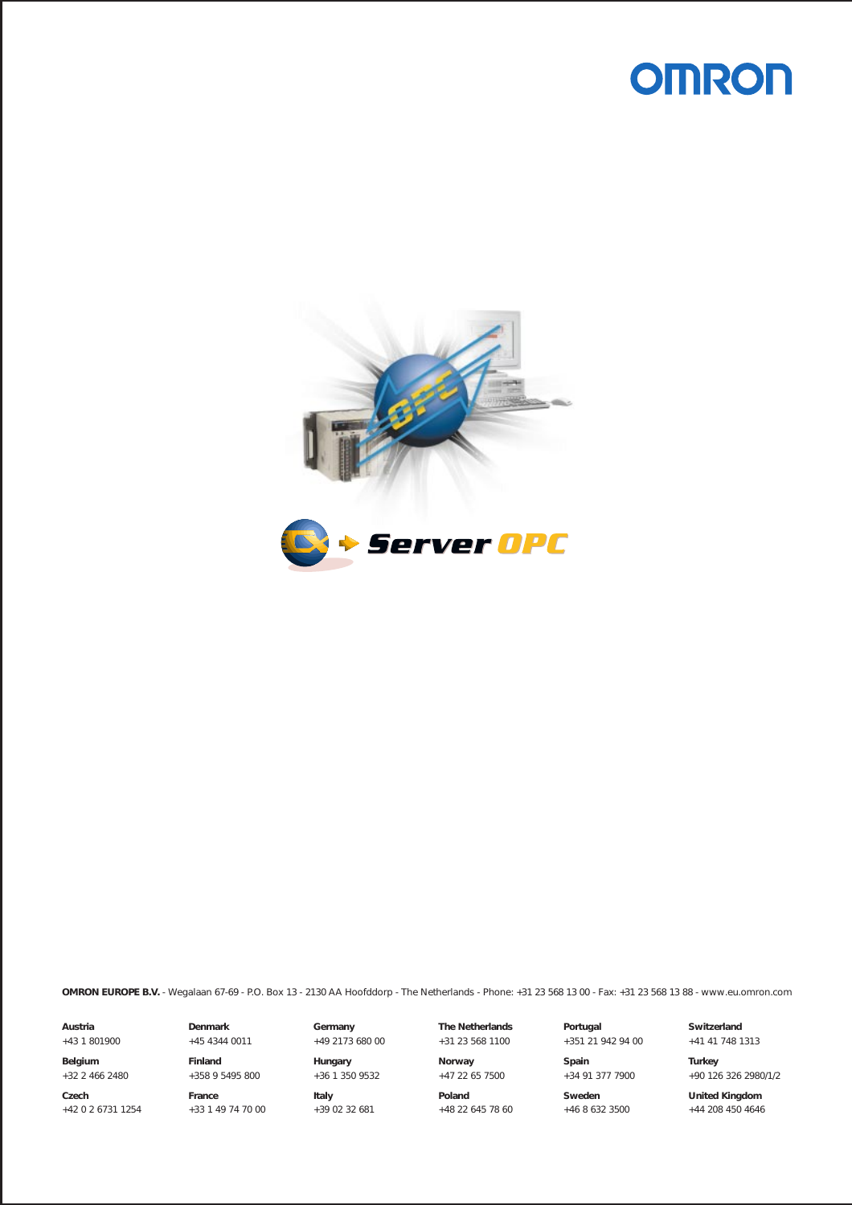OMRON

CX-Server OPC

**OMRON EUROPE B.V.** - Wegalaan 67-69 - P.O. Box 13 - 2130 AA Hoofddorp - The Netherlands - Phone: +31 23 568 13 00 - Fax: +31 23 568 13 88 - www.eu.omron.com

| | | | | | |
|---|---|---|---|---|---|
| **Austria**<br>+43 1 801900 | **Denmark**<br>+45 4344 0011 | **Germany**<br>+49 2173 680 00 | **The Netherlands**<br>+31 23 568 1100 | **Portugal**<br>+351 21 942 94 00 | **Switzerland**<br>+41 41 748 1313 |
| **Belgium**<br>+32 2 466 2480 | **Finland**<br>+358 9 5495 800 | **Hungary**<br>+36 1 350 9532 | **Norway**<br>+47 22 65 7500 | **Spain**<br>+34 91 377 7900 | **Turkey**<br>+90 126 326 2980/1/2 |
| **Czech**<br>+42 0 2 6731 1254 | **France**<br>+33 1 49 74 70 00 | **Italy**<br>+39 02 32 681 | **Poland**<br>+48 22 645 78 60 | **Sweden**<br>+46 8 632 3500 | **United Kingdom**<br>+44 208 450 4646 |